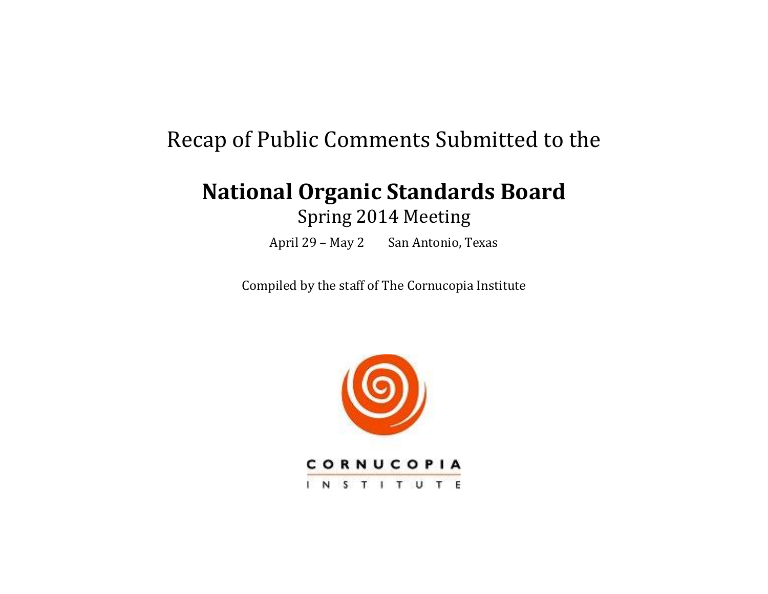Recap of Public Comments Submitted to the

# National Organic Standards Board

Spring 2014 Meeting

April 29 – May 2 San Antonio, Texas

Compiled by the staff of The Cornucopia Institute

CORNUCOPIA
INSTITUTE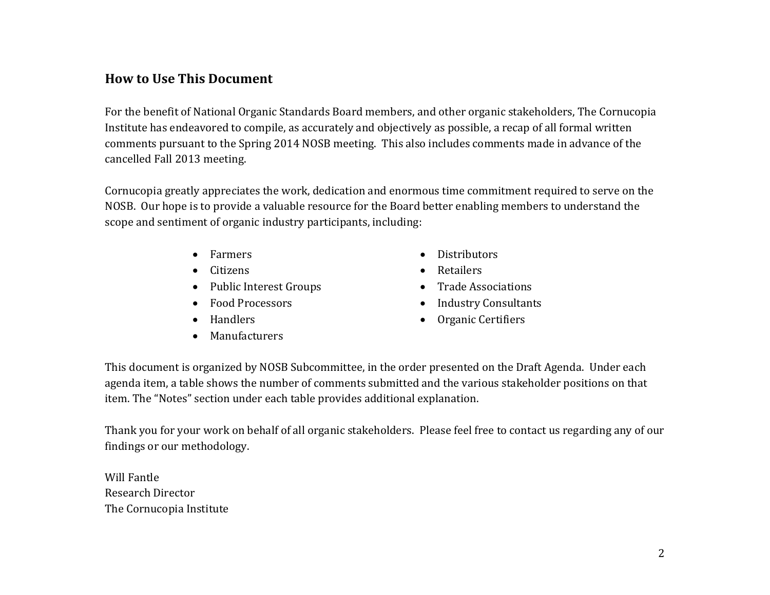## How to Use This Document

For the benefit of National Organic Standards Board members, and other organic stakeholders, The Cornucopia Institute has endeavored to compile, as accurately and objectively as possible, a recap of all formal written comments pursuant to the Spring 2014 NOSB meeting. This also includes comments made in advance of the cancelled Fall 2013 meeting.

Cornucopia greatly appreciates the work, dedication and enormous time commitment required to serve on the NOSB. Our hope is to provide a valuable resource for the Board better enabling members to understand the scope and sentiment of organic industry participants, including:

- Farmers
- Citizens
- Public Interest Groups
- Food Processors
- Handlers
- Manufacturers
- Distributors
- Retailers
- Trade Associations
- Industry Consultants
- Organic Certifiers

This document is organized by NOSB Subcommittee, in the order presented on the Draft Agenda. Under each agenda item, a table shows the number of comments submitted and the various stakeholder positions on that item. The "Notes" section under each table provides additional explanation.

Thank you for your work on behalf of all organic stakeholders. Please feel free to contact us regarding any of our findings or our methodology.

Will Fantle
Research Director
The Cornucopia Institute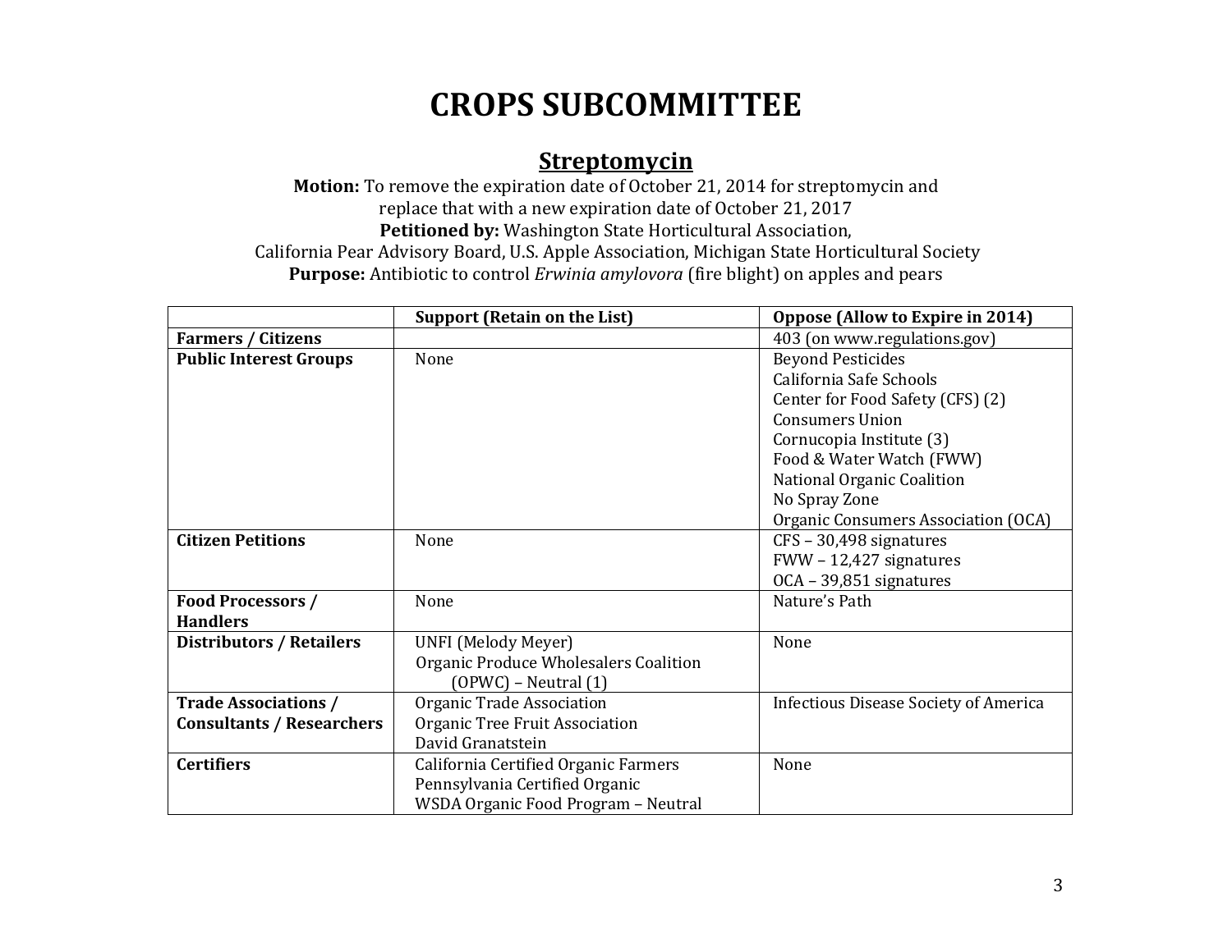# CROPS SUBCOMMITTEE

## Streptomycin

**Motion:** To remove the expiration date of October 21, 2014 for streptomycin and replace that with a new expiration date of October 21, 2017

**Petitioned by:** Washington State Horticultural Association, California Pear Advisory Board, U.S. Apple Association, Michigan State Horticultural Society

**Purpose:** Antibiotic to control *Erwinia amylovora* (fire blight) on apples and pears

| | Support (Retain on the List) | Oppose (Allow to Expire in 2014) |
|---|---|---|
| **Farmers / Citizens** | | 403 (on www.regulations.gov) |
| **Public Interest Groups** | None | Beyond Pesticides<br>California Safe Schools<br>Center for Food Safety (CFS) (2)<br>Consumers Union<br>Cornucopia Institute (3)<br>Food & Water Watch (FWW)<br>National Organic Coalition<br>No Spray Zone<br>Organic Consumers Association (OCA) |
| **Citizen Petitions** | None | CFS – 30,498 signatures<br>FWW – 12,427 signatures<br>OCA – 39,851 signatures |
| **Food Processors / Handlers** | None | Nature's Path |
| **Distributors / Retailers** | UNFI (Melody Meyer)<br>Organic Produce Wholesalers Coalition (OPWC) – Neutral (1) | None |
| **Trade Associations / Consultants / Researchers** | Organic Trade Association<br>Organic Tree Fruit Association<br>David Granatstein | Infectious Disease Society of America |
| **Certifiers** | California Certified Organic Farmers<br>Pennsylvania Certified Organic<br>WSDA Organic Food Program – Neutral | None |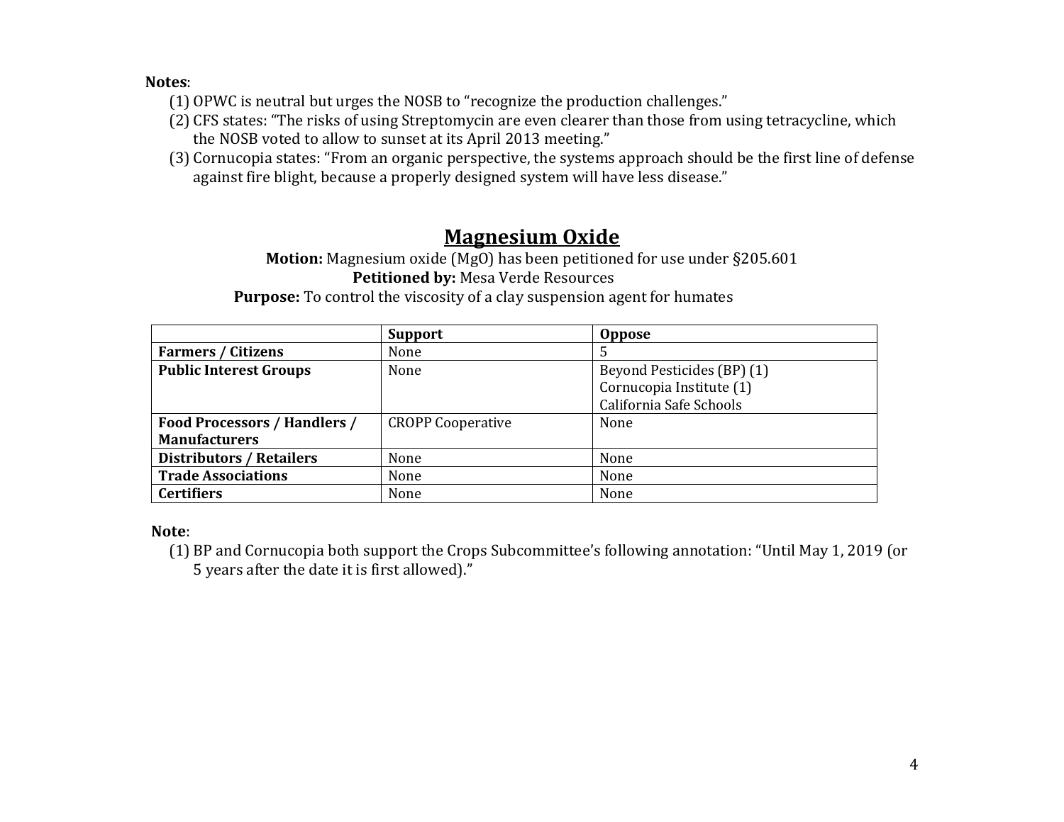**Notes**:

(1) OPWC is neutral but urges the NOSB to "recognize the production challenges."
(2) CFS states: "The risks of using Streptomycin are even clearer than those from using tetracycline, which the NOSB voted to allow to sunset at its April 2013 meeting."
(3) Cornucopia states: "From an organic perspective, the systems approach should be the first line of defense against fire blight, because a properly designed system will have less disease."

## Magnesium Oxide

**Motion:** Magnesium oxide (MgO) has been petitioned for use under §205.601

**Petitioned by:** Mesa Verde Resources

**Purpose:** To control the viscosity of a clay suspension agent for humates

| | Support | Oppose |
|---|---|---|
| **Farmers / Citizens** | None | 5 |
| **Public Interest Groups** | None | Beyond Pesticides (BP) (1)<br>Cornucopia Institute (1)<br>California Safe Schools |
| **Food Processors / Handlers / Manufacturers** | CROPP Cooperative | None |
| **Distributors / Retailers** | None | None |
| **Trade Associations** | None | None |
| **Certifiers** | None | None |

**Note**:

(1) BP and Cornucopia both support the Crops Subcommittee's following annotation: "Until May 1, 2019 (or 5 years after the date it is first allowed)."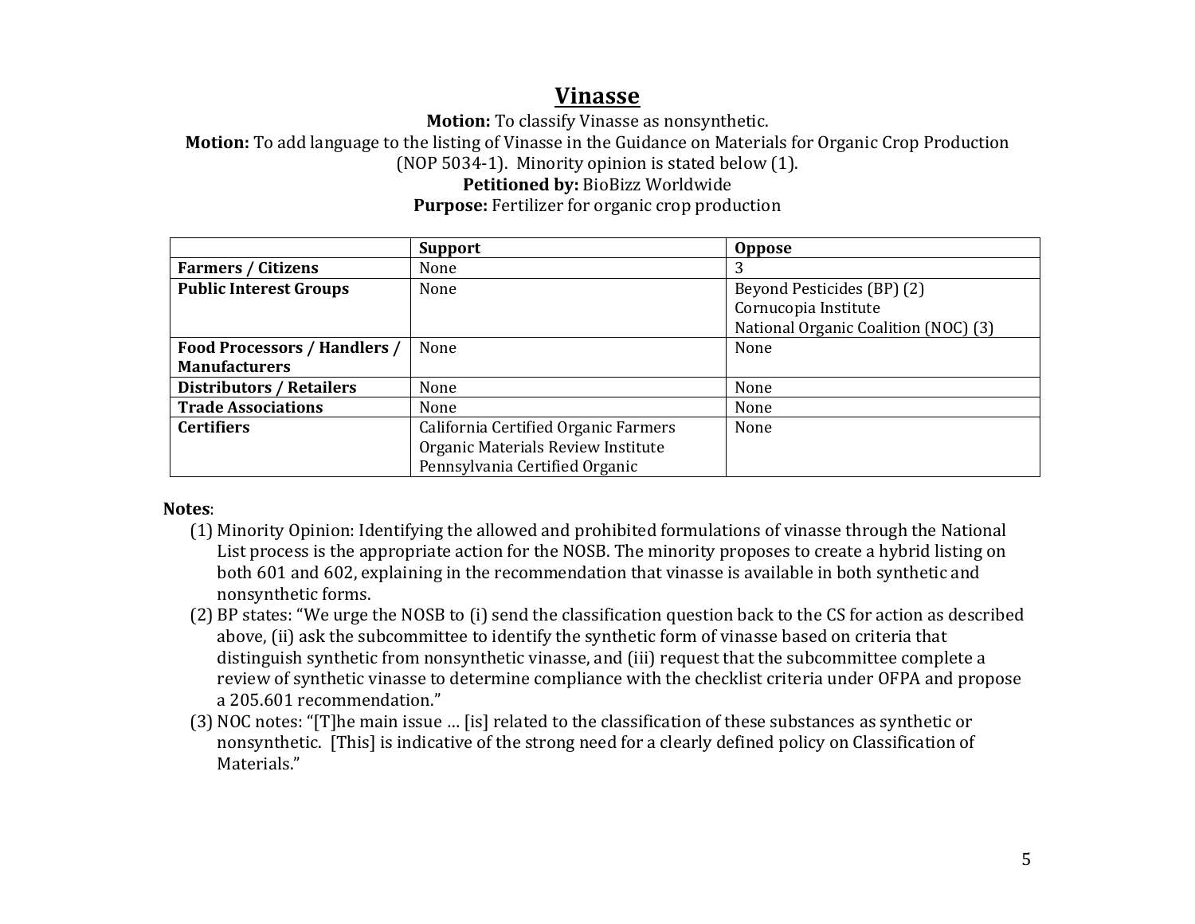# Vinasse

**Motion:** To classify Vinasse as nonsynthetic.

**Motion:** To add language to the listing of Vinasse in the Guidance on Materials for Organic Crop Production (NOP 5034-1). Minority opinion is stated below (1).

**Petitioned by:** BioBizz Worldwide

**Purpose:** Fertilizer for organic crop production

| | Support | Oppose |
|---|---|---|
| **Farmers / Citizens** | None | 3 |
| **Public Interest Groups** | None | Beyond Pesticides (BP) (2)<br>Cornucopia Institute<br>National Organic Coalition (NOC) (3) |
| **Food Processors / Handlers / Manufacturers** | None | None |
| **Distributors / Retailers** | None | None |
| **Trade Associations** | None | None |
| **Certifiers** | California Certified Organic Farmers<br>Organic Materials Review Institute<br>Pennsylvania Certified Organic | None |

**Notes**:

(1) Minority Opinion: Identifying the allowed and prohibited formulations of vinasse through the National List process is the appropriate action for the NOSB. The minority proposes to create a hybrid listing on both 601 and 602, explaining in the recommendation that vinasse is available in both synthetic and nonsynthetic forms.

(2) BP states: "We urge the NOSB to (i) send the classification question back to the CS for action as described above, (ii) ask the subcommittee to identify the synthetic form of vinasse based on criteria that distinguish synthetic from nonsynthetic vinasse, and (iii) request that the subcommittee complete a review of synthetic vinasse to determine compliance with the checklist criteria under OFPA and propose a 205.601 recommendation."

(3) NOC notes: "[T]he main issue … [is] related to the classification of these substances as synthetic or nonsynthetic. [This] is indicative of the strong need for a clearly defined policy on Classification of Materials."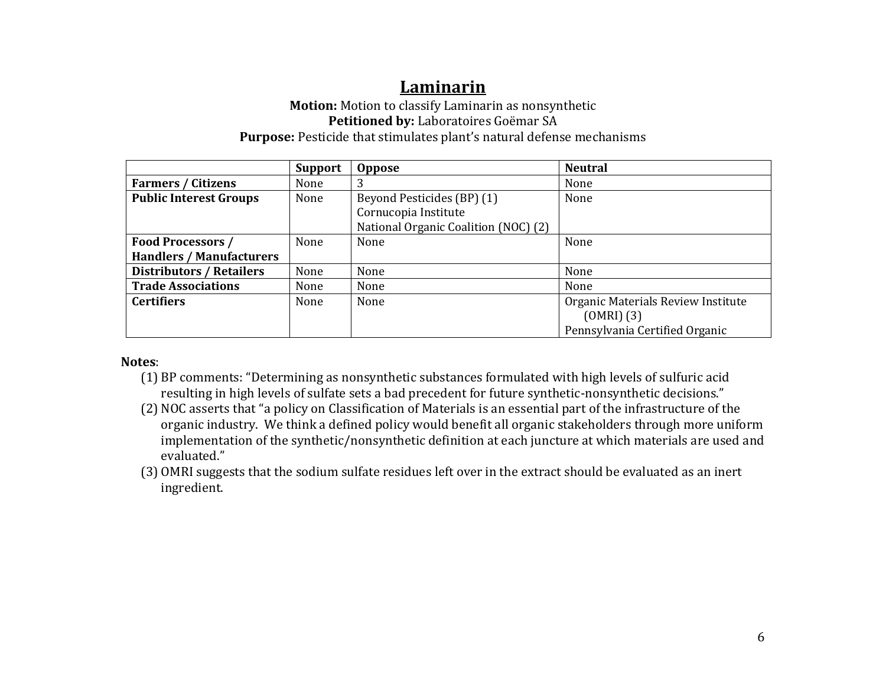# Laminarin

**Motion:** Motion to classify Laminarin as nonsynthetic
**Petitioned by:** Laboratoires Goëmar SA
**Purpose:** Pesticide that stimulates plant's natural defense mechanisms

| | Support | Oppose | Neutral |
|---|---|---|---|
| **Farmers / Citizens** | None | 3 | None |
| **Public Interest Groups** | None | Beyond Pesticides (BP) (1)<br>Cornucopia Institute<br>National Organic Coalition (NOC) (2) | None |
| **Food Processors / Handlers / Manufacturers** | None | None | None |
| **Distributors / Retailers** | None | None | None |
| **Trade Associations** | None | None | None |
| **Certifiers** | None | None | Organic Materials Review Institute (OMRI) (3)<br>Pennsylvania Certified Organic |

**Notes**:

(1) BP comments: "Determining as nonsynthetic substances formulated with high levels of sulfuric acid resulting in high levels of sulfate sets a bad precedent for future synthetic-nonsynthetic decisions."

(2) NOC asserts that "a policy on Classification of Materials is an essential part of the infrastructure of the organic industry. We think a defined policy would benefit all organic stakeholders through more uniform implementation of the synthetic/nonsynthetic definition at each juncture at which materials are used and evaluated."

(3) OMRI suggests that the sodium sulfate residues left over in the extract should be evaluated as an inert ingredient.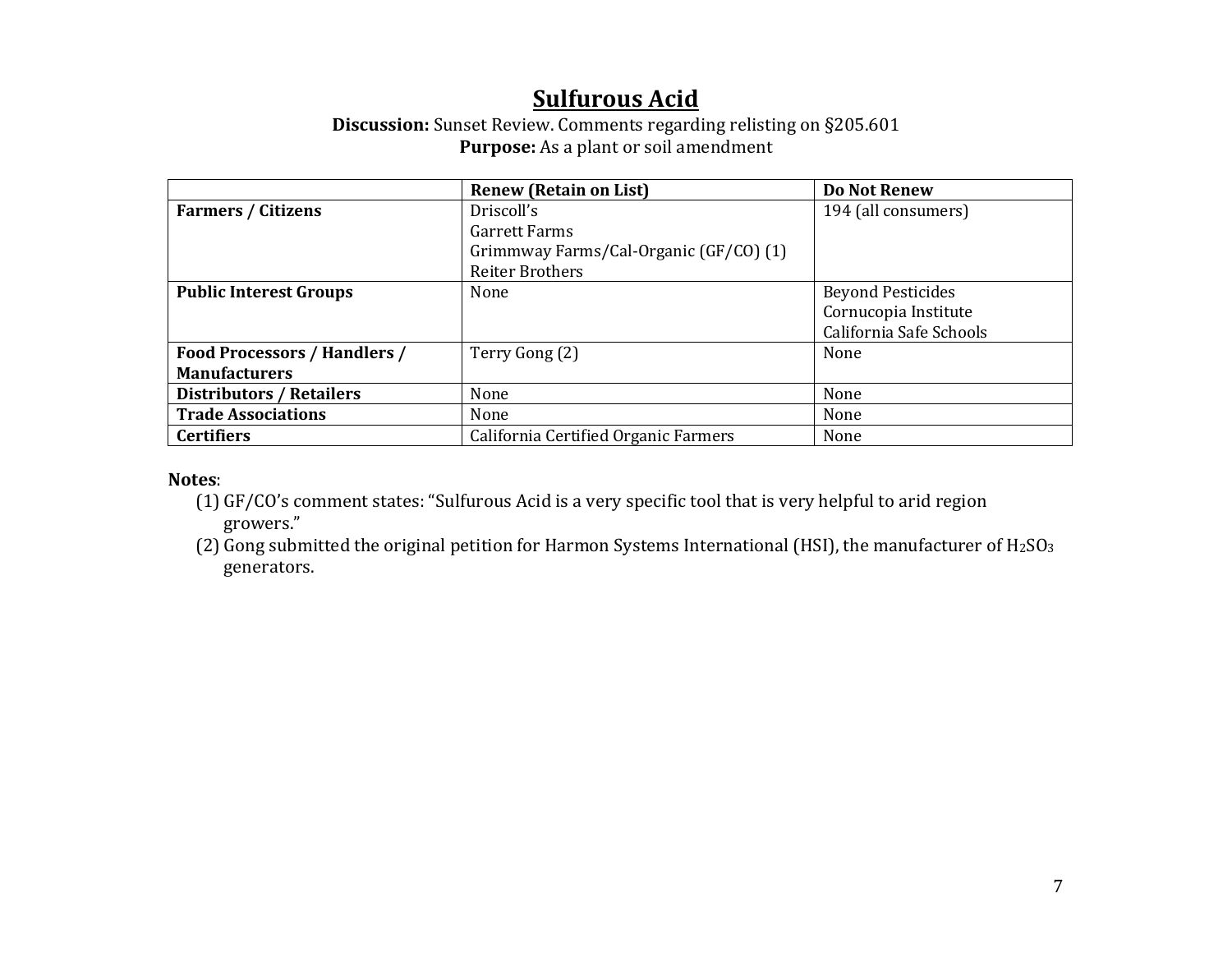# Sulfurous Acid

**Discussion:** Sunset Review. Comments regarding relisting on §205.601
**Purpose:** As a plant or soil amendment

| | Renew (Retain on List) | Do Not Renew |
|---|---|---|
| **Farmers / Citizens** | Driscoll's<br>Garrett Farms<br>Grimmway Farms/Cal-Organic (GF/CO) (1)<br>Reiter Brothers | 194 (all consumers) |
| **Public Interest Groups** | None | Beyond Pesticides<br>Cornucopia Institute<br>California Safe Schools |
| **Food Processors / Handlers / Manufacturers** | Terry Gong (2) | None |
| **Distributors / Retailers** | None | None |
| **Trade Associations** | None | None |
| **Certifiers** | California Certified Organic Farmers | None |

**Notes**:

(1) GF/CO's comment states: "Sulfurous Acid is a very specific tool that is very helpful to arid region growers."

(2) Gong submitted the original petition for Harmon Systems International (HSI), the manufacturer of $H_2SO_3$ generators.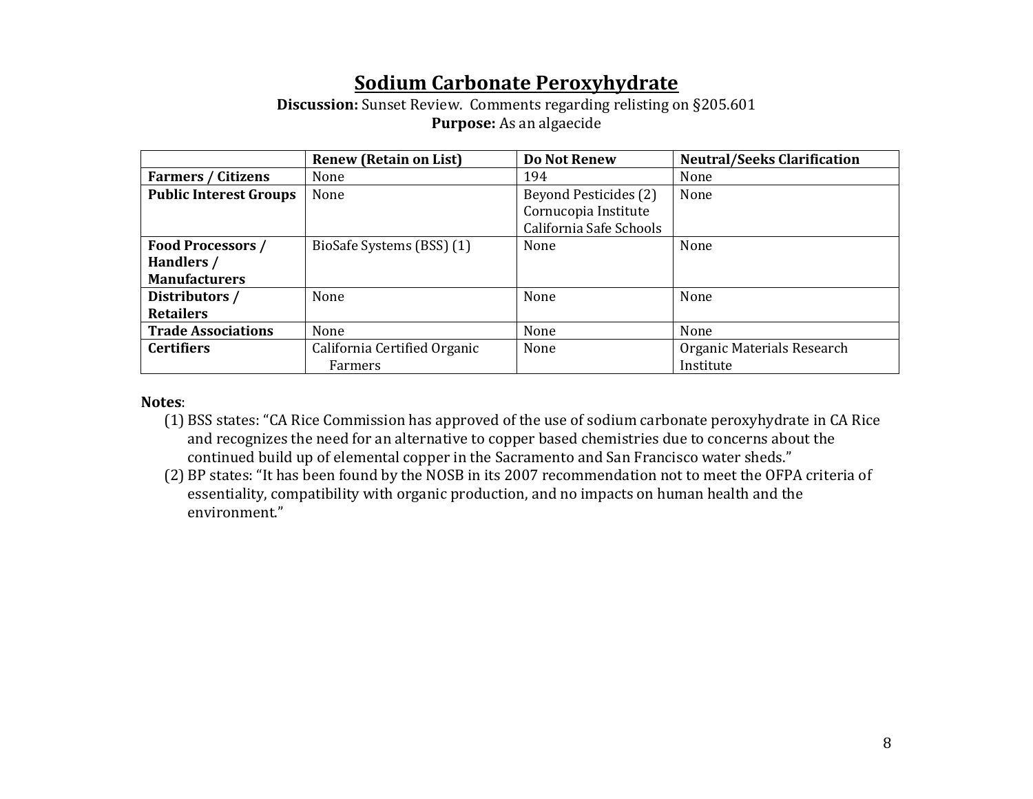# Sodium Carbonate Peroxyhydrate

**Discussion:** Sunset Review. Comments regarding relisting on §205.601
**Purpose:** As an algaecide

| | Renew (Retain on List) | Do Not Renew | Neutral/Seeks Clarification |
|---|---|---|---|
| **Farmers / Citizens** | None | 194 | None |
| **Public Interest Groups** | None | Beyond Pesticides (2)<br>Cornucopia Institute<br>California Safe Schools | None |
| **Food Processors / Handlers / Manufacturers** | BioSafe Systems (BSS) (1) | None | None |
| **Distributors / Retailers** | None | None | None |
| **Trade Associations** | None | None | None |
| **Certifiers** | California Certified Organic Farmers | None | Organic Materials Research Institute |

**Notes**:

(1) BSS states: "CA Rice Commission has approved of the use of sodium carbonate peroxyhydrate in CA Rice and recognizes the need for an alternative to copper based chemistries due to concerns about the continued build up of elemental copper in the Sacramento and San Francisco water sheds."

(2) BP states: "It has been found by the NOSB in its 2007 recommendation not to meet the OFPA criteria of essentiality, compatibility with organic production, and no impacts on human health and the environment."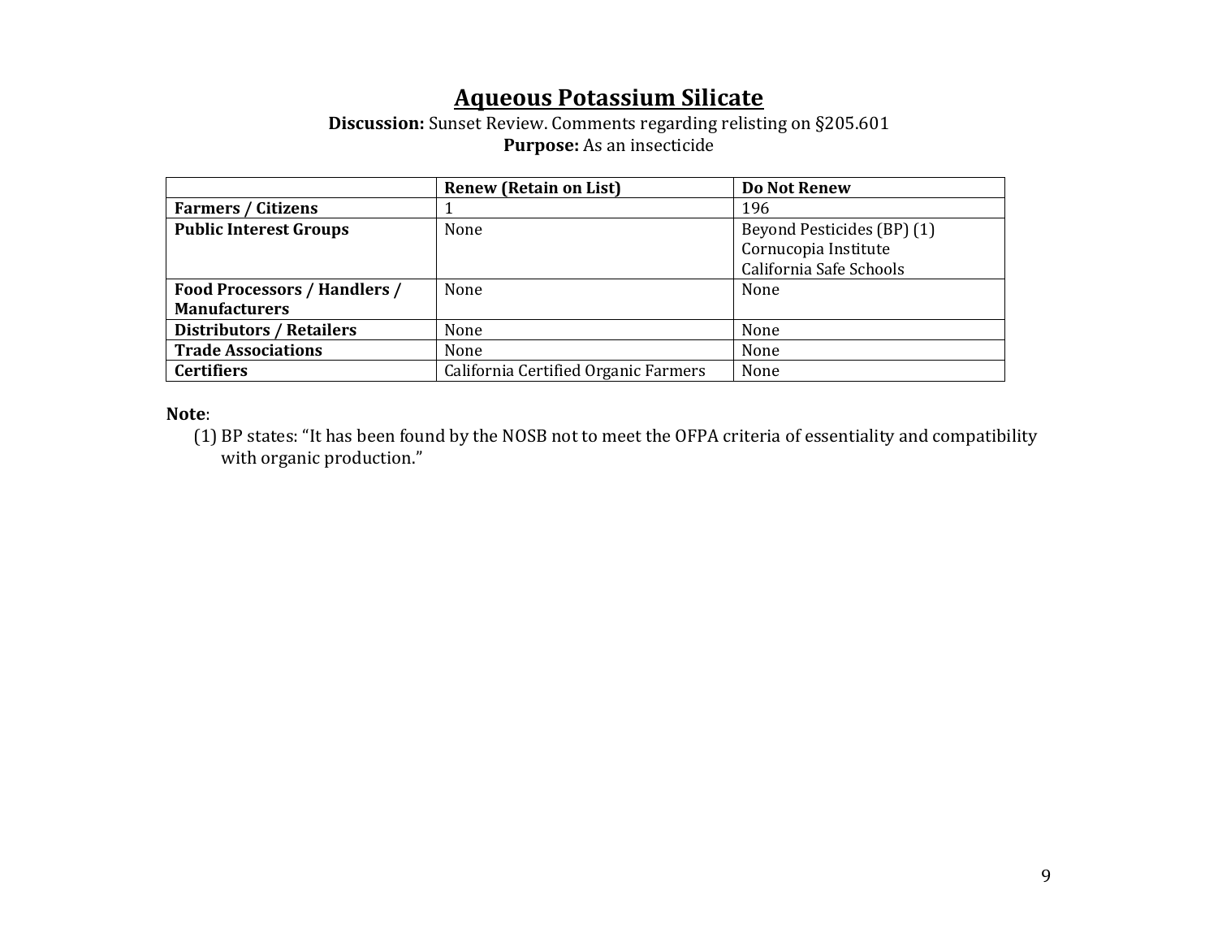# Aqueous Potassium Silicate

**Discussion:** Sunset Review. Comments regarding relisting on §205.601

**Purpose:** As an insecticide

| | Renew (Retain on List) | Do Not Renew |
|---|---|---|
| **Farmers / Citizens** | 1 | 196 |
| **Public Interest Groups** | None | Beyond Pesticides (BP) (1)<br>Cornucopia Institute<br>California Safe Schools |
| **Food Processors / Handlers / Manufacturers** | None | None |
| **Distributors / Retailers** | None | None |
| **Trade Associations** | None | None |
| **Certifiers** | California Certified Organic Farmers | None |

**Note**:

(1) BP states: "It has been found by the NOSB not to meet the OFPA criteria of essentiality and compatibility with organic production."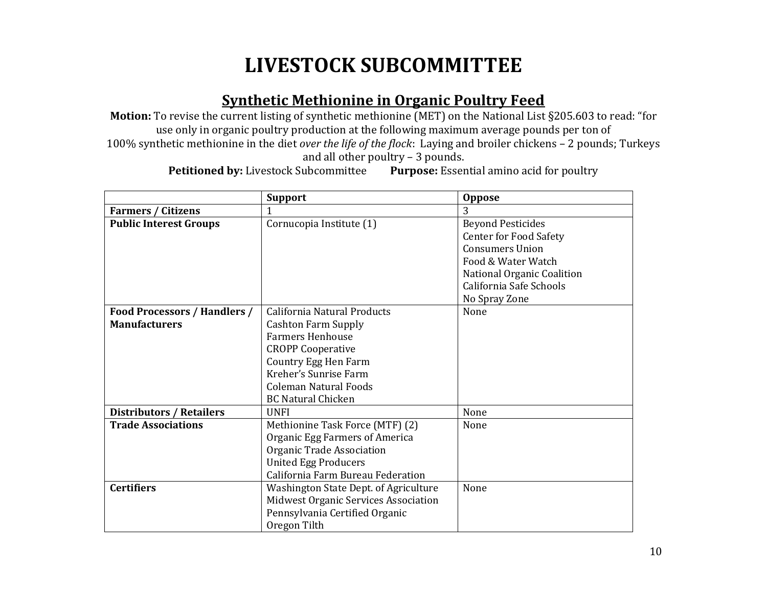# LIVESTOCK SUBCOMMITTEE

## Synthetic Methionine in Organic Poultry Feed

**Motion:** To revise the current listing of synthetic methionine (MET) on the National List §205.603 to read: "for use only in organic poultry production at the following maximum average pounds per ton of 100% synthetic methionine in the diet *over the life of the flock*: Laying and broiler chickens – 2 pounds; Turkeys and all other poultry – 3 pounds.

**Petitioned by:** Livestock Subcommittee **Purpose:** Essential amino acid for poultry

| | Support | Oppose |
|---|---|---|
| **Farmers / Citizens** | 1 | 3 |
| **Public Interest Groups** | Cornucopia Institute (1) | Beyond Pesticides<br>Center for Food Safety<br>Consumers Union<br>Food & Water Watch<br>National Organic Coalition<br>California Safe Schools<br>No Spray Zone |
| **Food Processors / Handlers / Manufacturers** | California Natural Products<br>Cashton Farm Supply<br>Farmers Henhouse<br>CROPP Cooperative<br>Country Egg Hen Farm<br>Kreher's Sunrise Farm<br>Coleman Natural Foods<br>BC Natural Chicken | None |
| **Distributors / Retailers** | UNFI | None |
| **Trade Associations** | Methionine Task Force (MTF) (2)<br>Organic Egg Farmers of America<br>Organic Trade Association<br>United Egg Producers<br>California Farm Bureau Federation | None |
| **Certifiers** | Washington State Dept. of Agriculture<br>Midwest Organic Services Association<br>Pennsylvania Certified Organic<br>Oregon Tilth | None |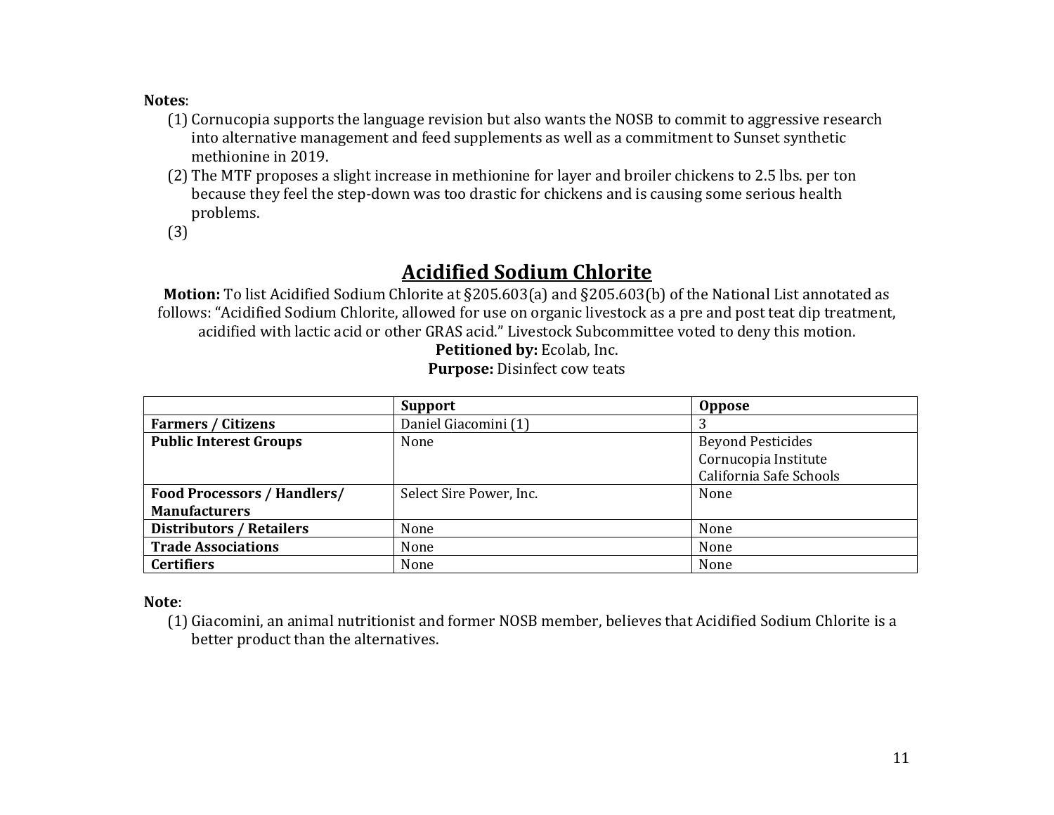**Notes**:

(1) Cornucopia supports the language revision but also wants the NOSB to commit to aggressive research into alternative management and feed supplements as well as a commitment to Sunset synthetic methionine in 2019.

(2) The MTF proposes a slight increase in methionine for layer and broiler chickens to 2.5 lbs. per ton because they feel the step-down was too drastic for chickens and is causing some serious health problems.

(3)

## Acidified Sodium Chlorite

**Motion:** To list Acidified Sodium Chlorite at §205.603(a) and §205.603(b) of the National List annotated as follows: "Acidified Sodium Chlorite, allowed for use on organic livestock as a pre and post teat dip treatment, acidified with lactic acid or other GRAS acid." Livestock Subcommittee voted to deny this motion.

**Petitioned by:** Ecolab, Inc.

**Purpose:** Disinfect cow teats

| | **Support** | **Oppose** |
|---|---|---|
| **Farmers / Citizens** | Daniel Giacomini (1) | 3 |
| **Public Interest Groups** | None | Beyond Pesticides<br>Cornucopia Institute<br>California Safe Schools |
| **Food Processors / Handlers/ Manufacturers** | Select Sire Power, Inc. | None |
| **Distributors / Retailers** | None | None |
| **Trade Associations** | None | None |
| **Certifiers** | None | None |

**Note**:

(1) Giacomini, an animal nutritionist and former NOSB member, believes that Acidified Sodium Chlorite is a better product than the alternatives.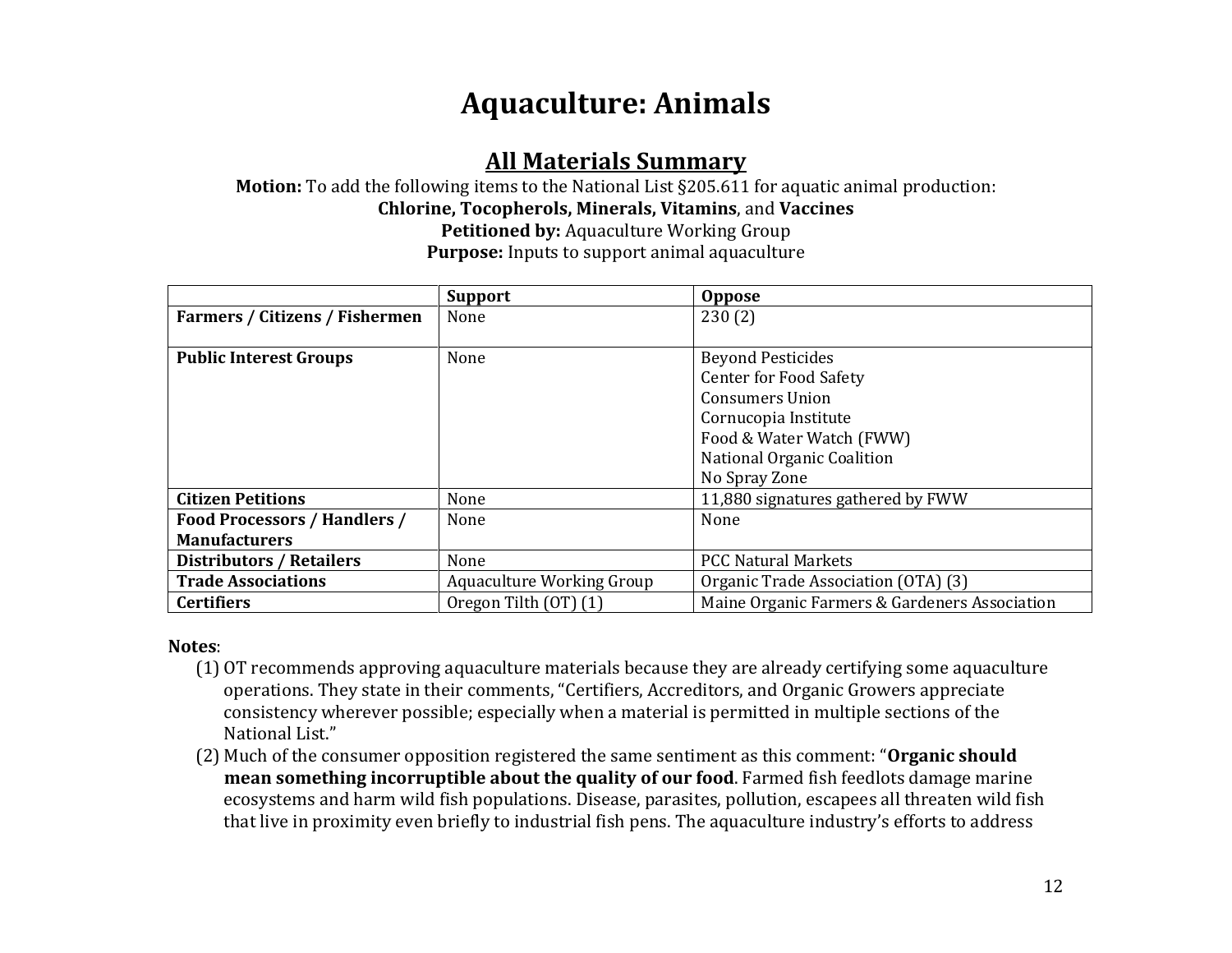# Aquaculture: Animals

## All Materials Summary

**Motion:** To add the following items to the National List §205.611 for aquatic animal production:
**Chlorine, Tocopherols, Minerals, Vitamins**, and **Vaccines**
**Petitioned by:** Aquaculture Working Group
**Purpose:** Inputs to support animal aquaculture

| | **Support** | **Oppose** |
|---|---|---|
| **Farmers / Citizens / Fishermen** | None | 230 (2) |
| **Public Interest Groups** | None | Beyond Pesticides<br>Center for Food Safety<br>Consumers Union<br>Cornucopia Institute<br>Food & Water Watch (FWW)<br>National Organic Coalition<br>No Spray Zone |
| **Citizen Petitions** | None | 11,880 signatures gathered by FWW |
| **Food Processors / Handlers / Manufacturers** | None | None |
| **Distributors / Retailers** | None | PCC Natural Markets |
| **Trade Associations** | Aquaculture Working Group | Organic Trade Association (OTA) (3) |
| **Certifiers** | Oregon Tilth (OT) (1) | Maine Organic Farmers & Gardeners Association |

**Notes**:

(1) OT recommends approving aquaculture materials because they are already certifying some aquaculture operations. They state in their comments, "Certifiers, Accreditors, and Organic Growers appreciate consistency wherever possible; especially when a material is permitted in multiple sections of the National List."

(2) Much of the consumer opposition registered the same sentiment as this comment: "**Organic should mean something incorruptible about the quality of our food**. Farmed fish feedlots damage marine ecosystems and harm wild fish populations. Disease, parasites, pollution, escapees all threaten wild fish that live in proximity even briefly to industrial fish pens. The aquaculture industry's efforts to address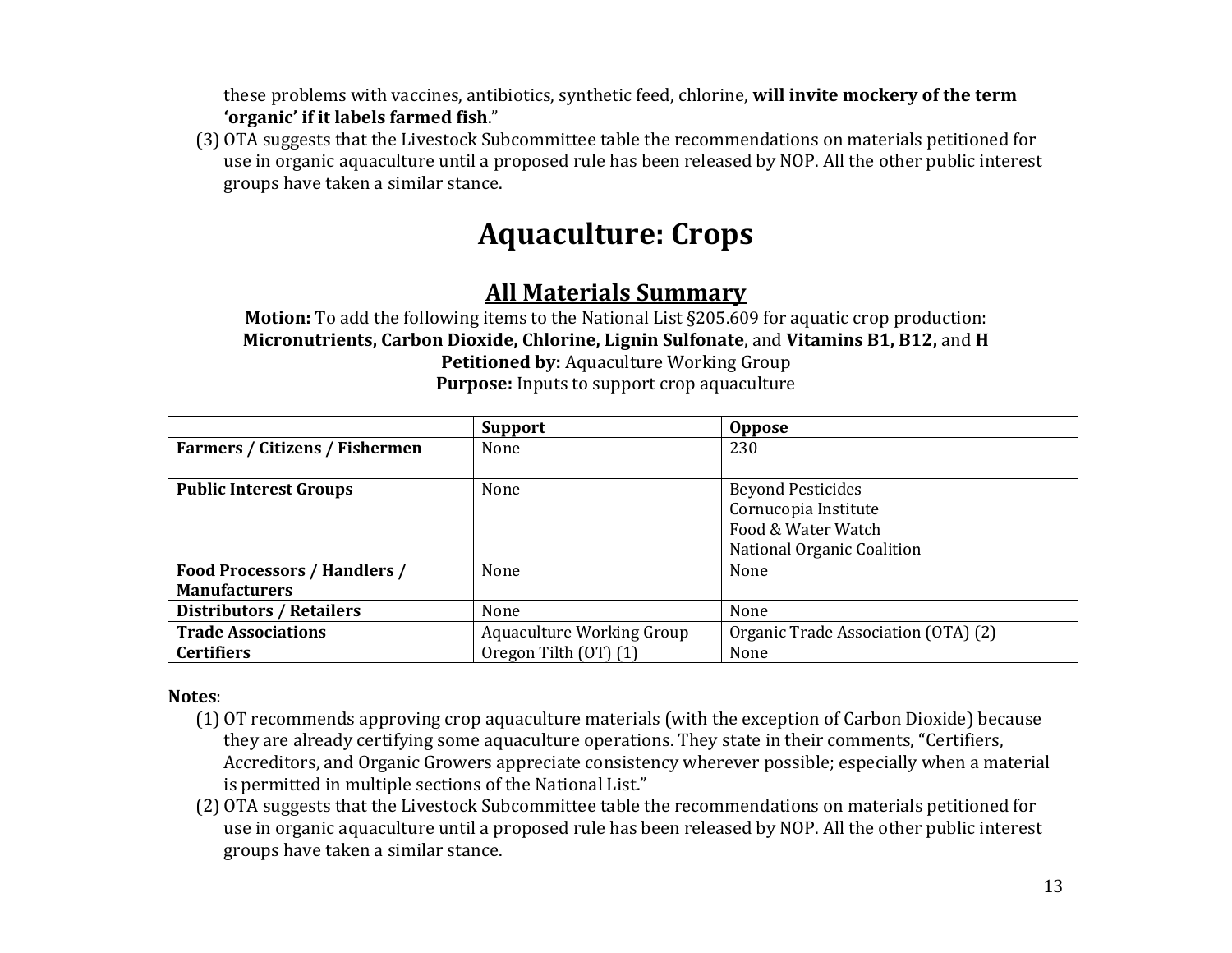these problems with vaccines, antibiotics, synthetic feed, chlorine, **will invite mockery of the term 'organic' if it labels farmed fish**."

(3) OTA suggests that the Livestock Subcommittee table the recommendations on materials petitioned for use in organic aquaculture until a proposed rule has been released by NOP. All the other public interest groups have taken a similar stance.

# Aquaculture: Crops

## All Materials Summary

**Motion:** To add the following items to the National List §205.609 for aquatic crop production: **Micronutrients, Carbon Dioxide, Chlorine, Lignin Sulfonate**, and **Vitamins B1, B12,** and **H**
**Petitioned by:** Aquaculture Working Group
**Purpose:** Inputs to support crop aquaculture

| | Support | Oppose |
|---|---|---|
| **Farmers / Citizens / Fishermen** | None | 230 |
| **Public Interest Groups** | None | Beyond Pesticides<br>Cornucopia Institute<br>Food & Water Watch<br>National Organic Coalition |
| **Food Processors / Handlers / Manufacturers** | None | None |
| **Distributors / Retailers** | None | None |
| **Trade Associations** | Aquaculture Working Group | Organic Trade Association (OTA) (2) |
| **Certifiers** | Oregon Tilth (OT) (1) | None |

**Notes**:

(1) OT recommends approving crop aquaculture materials (with the exception of Carbon Dioxide) because they are already certifying some aquaculture operations. They state in their comments, "Certifiers, Accreditors, and Organic Growers appreciate consistency wherever possible; especially when a material is permitted in multiple sections of the National List."

(2) OTA suggests that the Livestock Subcommittee table the recommendations on materials petitioned for use in organic aquaculture until a proposed rule has been released by NOP. All the other public interest groups have taken a similar stance.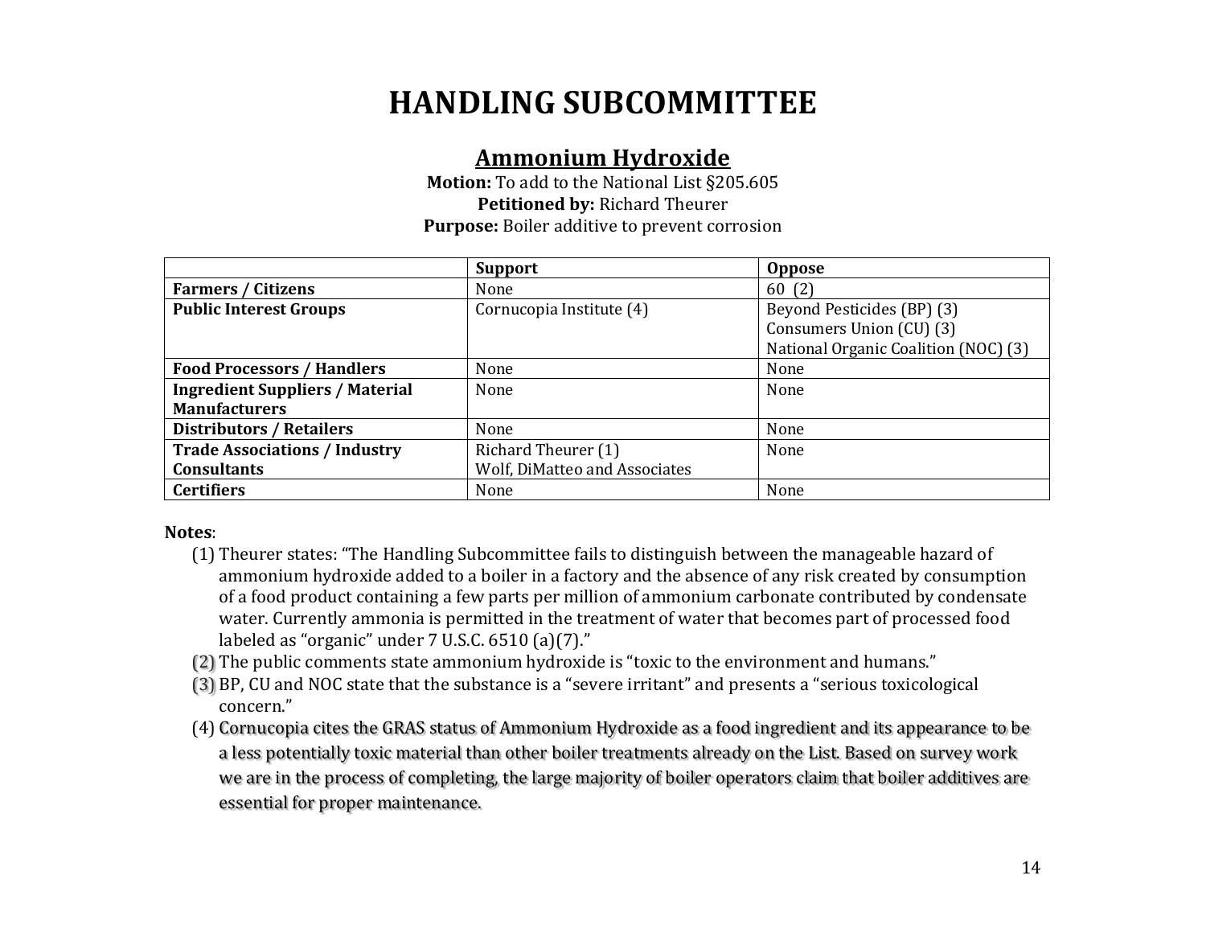# HANDLING SUBCOMMITTEE

## Ammonium Hydroxide

**Motion:** To add to the National List §205.605
**Petitioned by:** Richard Theurer
**Purpose:** Boiler additive to prevent corrosion

| | Support | Oppose |
|---|---|---|
| **Farmers / Citizens** | None | 60 (2) |
| **Public Interest Groups** | Cornucopia Institute (4) | Beyond Pesticides (BP) (3)<br>Consumers Union (CU) (3)<br>National Organic Coalition (NOC) (3) |
| **Food Processors / Handlers** | None | None |
| **Ingredient Suppliers / Material Manufacturers** | None | None |
| **Distributors / Retailers** | None | None |
| **Trade Associations / Industry Consultants** | Richard Theurer (1)<br>Wolf, DiMatteo and Associates | None |
| **Certifiers** | None | None |

**Notes**:

(1) Theurer states: "The Handling Subcommittee fails to distinguish between the manageable hazard of ammonium hydroxide added to a boiler in a factory and the absence of any risk created by consumption of a food product containing a few parts per million of ammonium carbonate contributed by condensate water. Currently ammonia is permitted in the treatment of water that becomes part of processed food labeled as "organic" under 7 U.S.C. 6510 (a)(7)."

(2) The public comments state ammonium hydroxide is "toxic to the environment and humans."

(3) BP, CU and NOC state that the substance is a "severe irritant" and presents a "serious toxicological concern."

(4) Cornucopia cites the GRAS status of Ammonium Hydroxide as a food ingredient and its appearance to be a less potentially toxic material than other boiler treatments already on the List. Based on survey work we are in the process of completing, the large majority of boiler operators claim that boiler additives are essential for proper maintenance.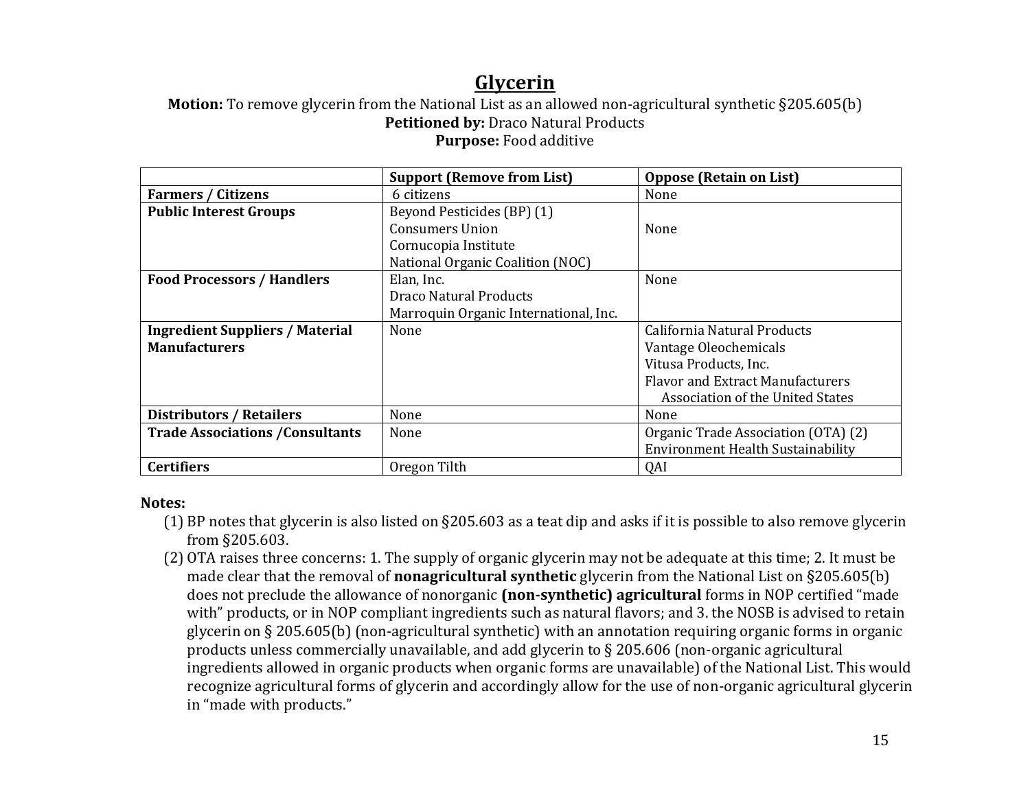# Glycerin

**Motion:** To remove glycerin from the National List as an allowed non-agricultural synthetic §205.605(b)
**Petitioned by:** Draco Natural Products
**Purpose:** Food additive

| | Support (Remove from List) | Oppose (Retain on List) |
|---|---|---|
| **Farmers / Citizens** | 6 citizens | None |
| **Public Interest Groups** | Beyond Pesticides (BP) (1)<br>Consumers Union<br>Cornucopia Institute<br>National Organic Coalition (NOC) | None |
| **Food Processors / Handlers** | Elan, Inc.<br>Draco Natural Products<br>Marroquin Organic International, Inc. | None |
| **Ingredient Suppliers / Material Manufacturers** | None | California Natural Products<br>Vantage Oleochemicals<br>Vitusa Products, Inc.<br>Flavor and Extract Manufacturers Association of the United States |
| **Distributors / Retailers** | None | None |
| **Trade Associations /Consultants** | None | Organic Trade Association (OTA) (2)<br>Environment Health Sustainability |
| **Certifiers** | Oregon Tilth | QAI |

**Notes:**

(1) BP notes that glycerin is also listed on §205.603 as a teat dip and asks if it is possible to also remove glycerin from §205.603.

(2) OTA raises three concerns: 1. The supply of organic glycerin may not be adequate at this time; 2. It must be made clear that the removal of **nonagricultural synthetic** glycerin from the National List on §205.605(b) does not preclude the allowance of nonorganic **(non-synthetic) agricultural** forms in NOP certified "made with" products, or in NOP compliant ingredients such as natural flavors; and 3. the NOSB is advised to retain glycerin on § 205.605(b) (non-agricultural synthetic) with an annotation requiring organic forms in organic products unless commercially unavailable, and add glycerin to § 205.606 (non-organic agricultural ingredients allowed in organic products when organic forms are unavailable) of the National List. This would recognize agricultural forms of glycerin and accordingly allow for the use of non-organic agricultural glycerin in "made with products."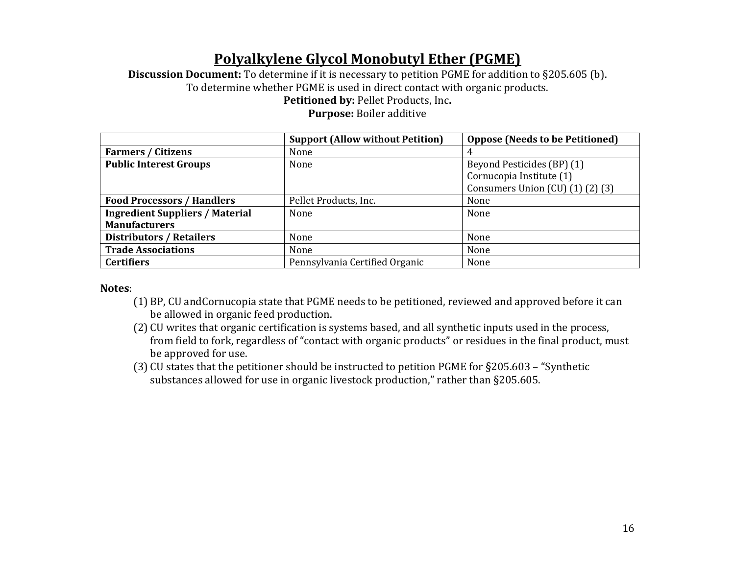# Polyalkylene Glycol Monobutyl Ether (PGME)

**Discussion Document:** To determine if it is necessary to petition PGME for addition to §205.605 (b).
To determine whether PGME is used in direct contact with organic products.
**Petitioned by:** Pellet Products, Inc**.**
**Purpose:** Boiler additive

| | Support (Allow without Petition) | Oppose (Needs to be Petitioned) |
|---|---|---|
| **Farmers / Citizens** | None | 4 |
| **Public Interest Groups** | None | Beyond Pesticides (BP) (1)<br>Cornucopia Institute (1)<br>Consumers Union (CU) (1) (2) (3) |
| **Food Processors / Handlers** | Pellet Products, Inc. | None |
| **Ingredient Suppliers / Material Manufacturers** | None | None |
| **Distributors / Retailers** | None | None |
| **Trade Associations** | None | None |
| **Certifiers** | Pennsylvania Certified Organic | None |

**Notes**:

(1) BP, CU andCornucopia state that PGME needs to be petitioned, reviewed and approved before it can be allowed in organic feed production.

(2) CU writes that organic certification is systems based, and all synthetic inputs used in the process, from field to fork, regardless of "contact with organic products" or residues in the final product, must be approved for use.

(3) CU states that the petitioner should be instructed to petition PGME for §205.603 – "Synthetic substances allowed for use in organic livestock production," rather than §205.605.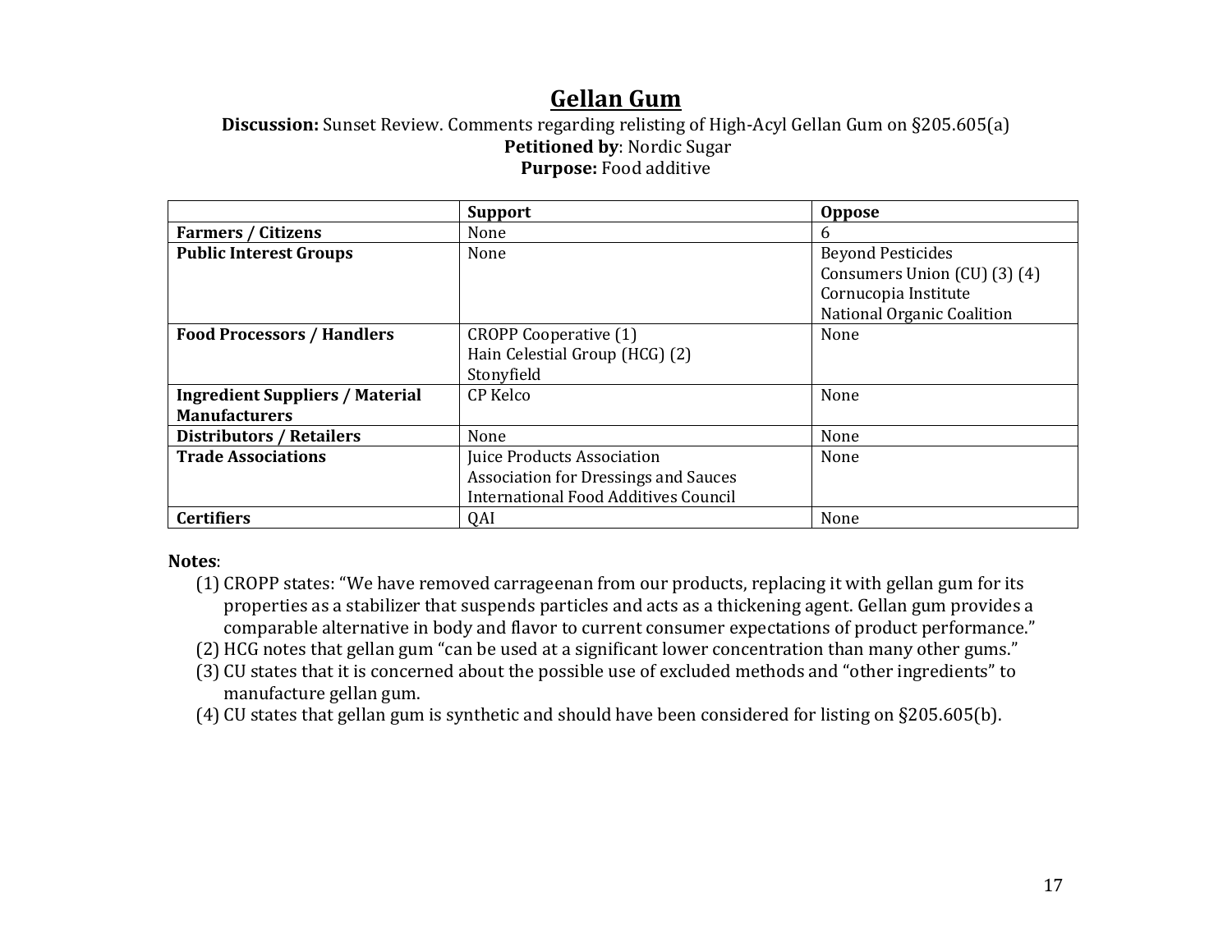# Gellan Gum

**Discussion:** Sunset Review. Comments regarding relisting of High-Acyl Gellan Gum on §205.605(a)
**Petitioned by**: Nordic Sugar
**Purpose:** Food additive

| | Support | Oppose |
|---|---|---|
| **Farmers / Citizens** | None | 6 |
| **Public Interest Groups** | None | Beyond Pesticides<br>Consumers Union (CU) (3) (4)<br>Cornucopia Institute<br>National Organic Coalition |
| **Food Processors / Handlers** | CROPP Cooperative (1)<br>Hain Celestial Group (HCG) (2)<br>Stonyfield | None |
| **Ingredient Suppliers / Material Manufacturers** | CP Kelco | None |
| **Distributors / Retailers** | None | None |
| **Trade Associations** | Juice Products Association<br>Association for Dressings and Sauces<br>International Food Additives Council | None |
| **Certifiers** | QAI | None |

**Notes**:

(1) CROPP states: "We have removed carrageenan from our products, replacing it with gellan gum for its properties as a stabilizer that suspends particles and acts as a thickening agent. Gellan gum provides a comparable alternative in body and flavor to current consumer expectations of product performance."
(2) HCG notes that gellan gum "can be used at a significant lower concentration than many other gums."
(3) CU states that it is concerned about the possible use of excluded methods and "other ingredients" to manufacture gellan gum.
(4) CU states that gellan gum is synthetic and should have been considered for listing on §205.605(b).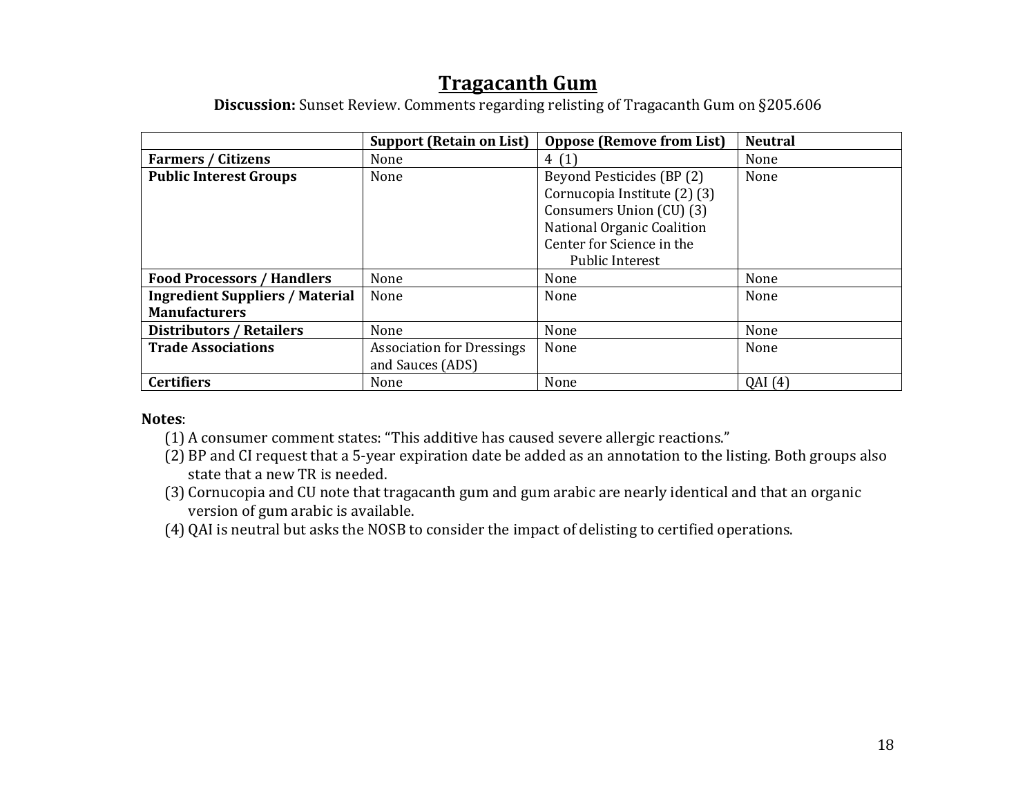# Tragacanth Gum

**Discussion:** Sunset Review. Comments regarding relisting of Tragacanth Gum on §205.606

| | Support (Retain on List) | Oppose (Remove from List) | Neutral |
|---|---|---|---|
| **Farmers / Citizens** | None | 4 (1) | None |
| **Public Interest Groups** | None | Beyond Pesticides (BP (2)<br>Cornucopia Institute (2) (3)<br>Consumers Union (CU) (3)<br>National Organic Coalition<br>Center for Science in the Public Interest | None |
| **Food Processors / Handlers** | None | None | None |
| **Ingredient Suppliers / Material Manufacturers** | None | None | None |
| **Distributors / Retailers** | None | None | None |
| **Trade Associations** | Association for Dressings and Sauces (ADS) | None | None |
| **Certifiers** | None | None | QAI (4) |

**Notes**:

(1) A consumer comment states: "This additive has caused severe allergic reactions."

(2) BP and CI request that a 5-year expiration date be added as an annotation to the listing. Both groups also state that a new TR is needed.

(3) Cornucopia and CU note that tragacanth gum and gum arabic are nearly identical and that an organic version of gum arabic is available.

(4) QAI is neutral but asks the NOSB to consider the impact of delisting to certified operations.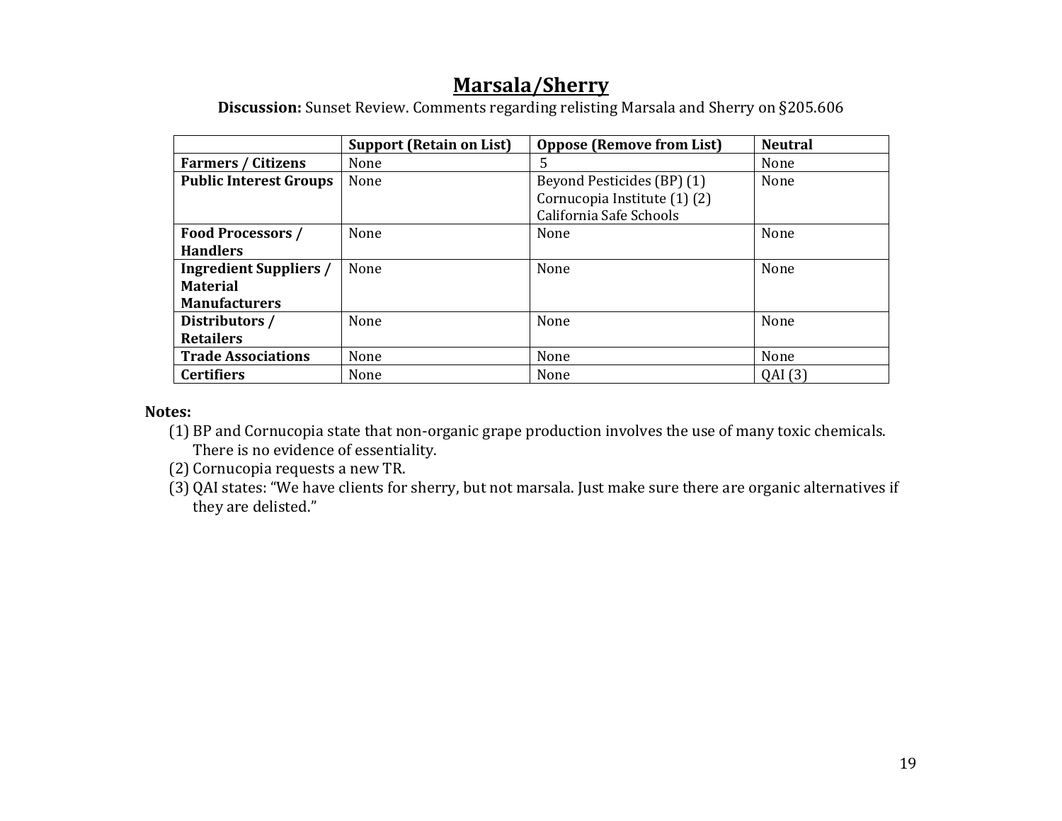# Marsala/Sherry

**Discussion:** Sunset Review. Comments regarding relisting Marsala and Sherry on §205.606

| | Support (Retain on List) | Oppose (Remove from List) | Neutral |
|---|---|---|---|
| **Farmers / Citizens** | None | 5 | None |
| **Public Interest Groups** | None | Beyond Pesticides (BP) (1)<br>Cornucopia Institute (1) (2)<br>California Safe Schools | None |
| **Food Processors / Handlers** | None | None | None |
| **Ingredient Suppliers / Material Manufacturers** | None | None | None |
| **Distributors / Retailers** | None | None | None |
| **Trade Associations** | None | None | None |
| **Certifiers** | None | None | QAI (3) |

**Notes:**

(1) BP and Cornucopia state that non-organic grape production involves the use of many toxic chemicals. There is no evidence of essentiality.

(2) Cornucopia requests a new TR.

(3) QAI states: "We have clients for sherry, but not marsala. Just make sure there are organic alternatives if they are delisted."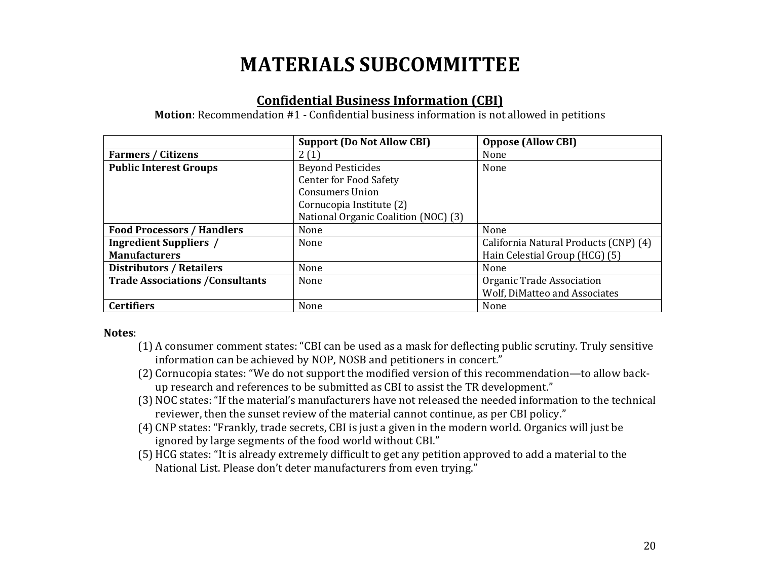# MATERIALS SUBCOMMITTEE

## Confidential Business Information (CBI)

**Motion**: Recommendation #1 - Confidential business information is not allowed in petitions

| | Support (Do Not Allow CBI) | Oppose (Allow CBI) |
|---|---|---|
| **Farmers / Citizens** | 2 (1) | None |
| **Public Interest Groups** | Beyond Pesticides<br>Center for Food Safety<br>Consumers Union<br>Cornucopia Institute (2)<br>National Organic Coalition (NOC) (3) | None |
| **Food Processors / Handlers** | None | None |
| **Ingredient Suppliers / Manufacturers** | None | California Natural Products (CNP) (4)<br>Hain Celestial Group (HCG) (5) |
| **Distributors / Retailers** | None | None |
| **Trade Associations /Consultants** | None | Organic Trade Association<br>Wolf, DiMatteo and Associates |
| **Certifiers** | None | None |

**Notes**:

(1) A consumer comment states: "CBI can be used as a mask for deflecting public scrutiny. Truly sensitive information can be achieved by NOP, NOSB and petitioners in concert."

(2) Cornucopia states: "We do not support the modified version of this recommendation—to allow back-up research and references to be submitted as CBI to assist the TR development."

(3) NOC states: "If the material's manufacturers have not released the needed information to the technical reviewer, then the sunset review of the material cannot continue, as per CBI policy."

(4) CNP states: "Frankly, trade secrets, CBI is just a given in the modern world. Organics will just be ignored by large segments of the food world without CBI."

(5) HCG states: "It is already extremely difficult to get any petition approved to add a material to the National List. Please don't deter manufacturers from even trying."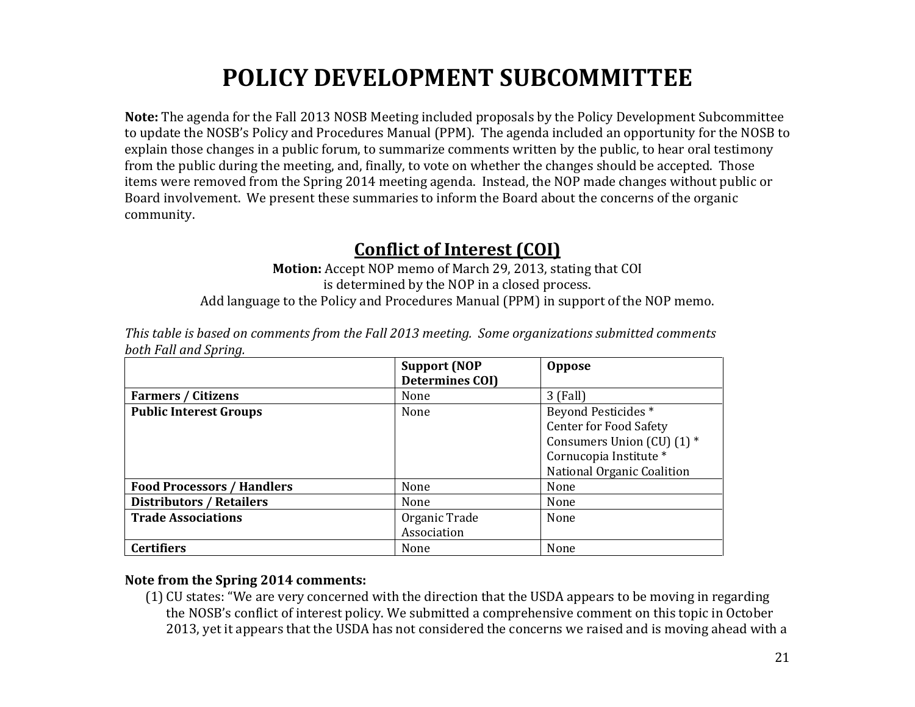# POLICY DEVELOPMENT SUBCOMMITTEE

**Note:** The agenda for the Fall 2013 NOSB Meeting included proposals by the Policy Development Subcommittee to update the NOSB's Policy and Procedures Manual (PPM). The agenda included an opportunity for the NOSB to explain those changes in a public forum, to summarize comments written by the public, to hear oral testimony from the public during the meeting, and, finally, to vote on whether the changes should be accepted. Those items were removed from the Spring 2014 meeting agenda. Instead, the NOP made changes without public or Board involvement. We present these summaries to inform the Board about the concerns of the organic community.

## Conflict of Interest (COI)

**Motion:** Accept NOP memo of March 29, 2013, stating that COI is determined by the NOP in a closed process. Add language to the Policy and Procedures Manual (PPM) in support of the NOP memo.

*This table is based on comments from the Fall 2013 meeting. Some organizations submitted comments both Fall and Spring.*

| | Support (NOP Determines COI) | Oppose |
|---|---|---|
| **Farmers / Citizens** | None | 3 (Fall) |
| **Public Interest Groups** | None | Beyond Pesticides *<br>Center for Food Safety<br>Consumers Union (CU) (1) *<br>Cornucopia Institute *<br>National Organic Coalition |
| **Food Processors / Handlers** | None | None |
| **Distributors / Retailers** | None | None |
| **Trade Associations** | Organic Trade Association | None |
| **Certifiers** | None | None |

**Note from the Spring 2014 comments:**

(1) CU states: "We are very concerned with the direction that the USDA appears to be moving in regarding the NOSB's conflict of interest policy. We submitted a comprehensive comment on this topic in October 2013, yet it appears that the USDA has not considered the concerns we raised and is moving ahead with a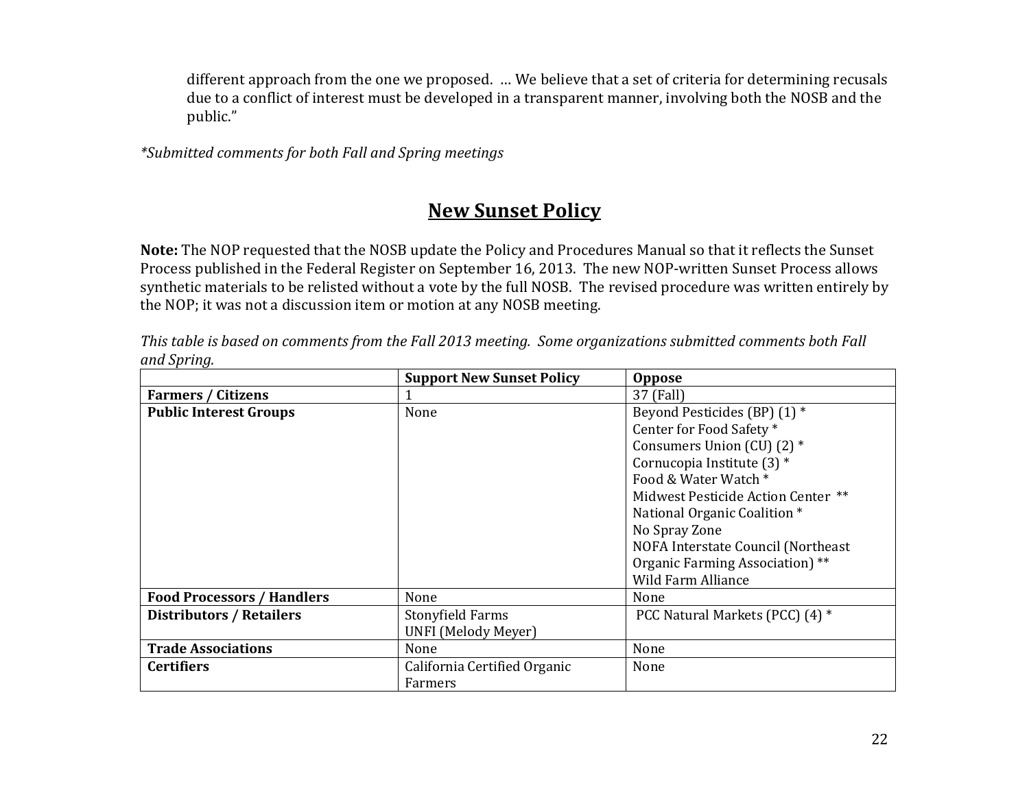different approach from the one we proposed. … We believe that a set of criteria for determining recusals due to a conflict of interest must be developed in a transparent manner, involving both the NOSB and the public."

*\*Submitted comments for both Fall and Spring meetings*

## New Sunset Policy

**Note:** The NOP requested that the NOSB update the Policy and Procedures Manual so that it reflects the Sunset Process published in the Federal Register on September 16, 2013. The new NOP-written Sunset Process allows synthetic materials to be relisted without a vote by the full NOSB. The revised procedure was written entirely by the NOP; it was not a discussion item or motion at any NOSB meeting.

*This table is based on comments from the Fall 2013 meeting. Some organizations submitted comments both Fall and Spring.*

| | **Support New Sunset Policy** | **Oppose** |
|---|---|---|
| **Farmers / Citizens** | 1 | 37 (Fall) |
| **Public Interest Groups** | None | Beyond Pesticides (BP) (1) *<br>Center for Food Safety *<br>Consumers Union (CU) (2) *<br>Cornucopia Institute (3) *<br>Food & Water Watch *<br>Midwest Pesticide Action Center **<br>National Organic Coalition *<br>No Spray Zone<br>NOFA Interstate Council (Northeast Organic Farming Association) **<br>Wild Farm Alliance |
| **Food Processors / Handlers** | None | None |
| **Distributors / Retailers** | Stonyfield Farms<br>UNFI (Melody Meyer) | PCC Natural Markets (PCC) (4) * |
| **Trade Associations** | None | None |
| **Certifiers** | California Certified Organic Farmers | None |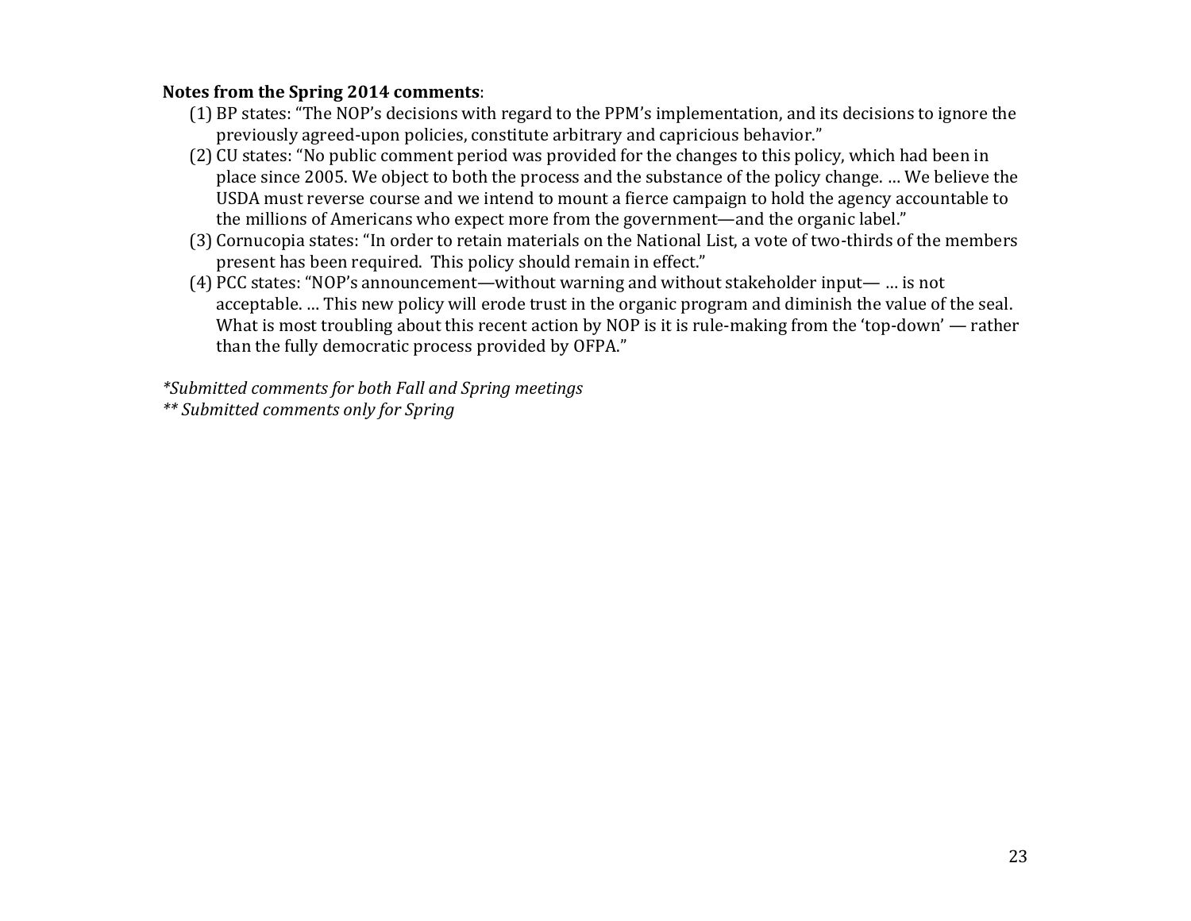**Notes from the Spring 2014 comments**:

(1) BP states: “The NOP’s decisions with regard to the PPM’s implementation, and its decisions to ignore the previously agreed-upon policies, constitute arbitrary and capricious behavior.”

(2) CU states: “No public comment period was provided for the changes to this policy, which had been in place since 2005. We object to both the process and the substance of the policy change. … We believe the USDA must reverse course and we intend to mount a fierce campaign to hold the agency accountable to the millions of Americans who expect more from the government—and the organic label.”

(3) Cornucopia states: “In order to retain materials on the National List, a vote of two-thirds of the members present has been required. This policy should remain in effect.”

(4) PCC states: “NOP’s announcement—without warning and without stakeholder input— … is not acceptable. … This new policy will erode trust in the organic program and diminish the value of the seal. What is most troubling about this recent action by NOP is it is rule-making from the ‘top-down’ — rather than the fully democratic process provided by OFPA.”

*\*Submitted comments for both Fall and Spring meetings*
*\*\* Submitted comments only for Spring*